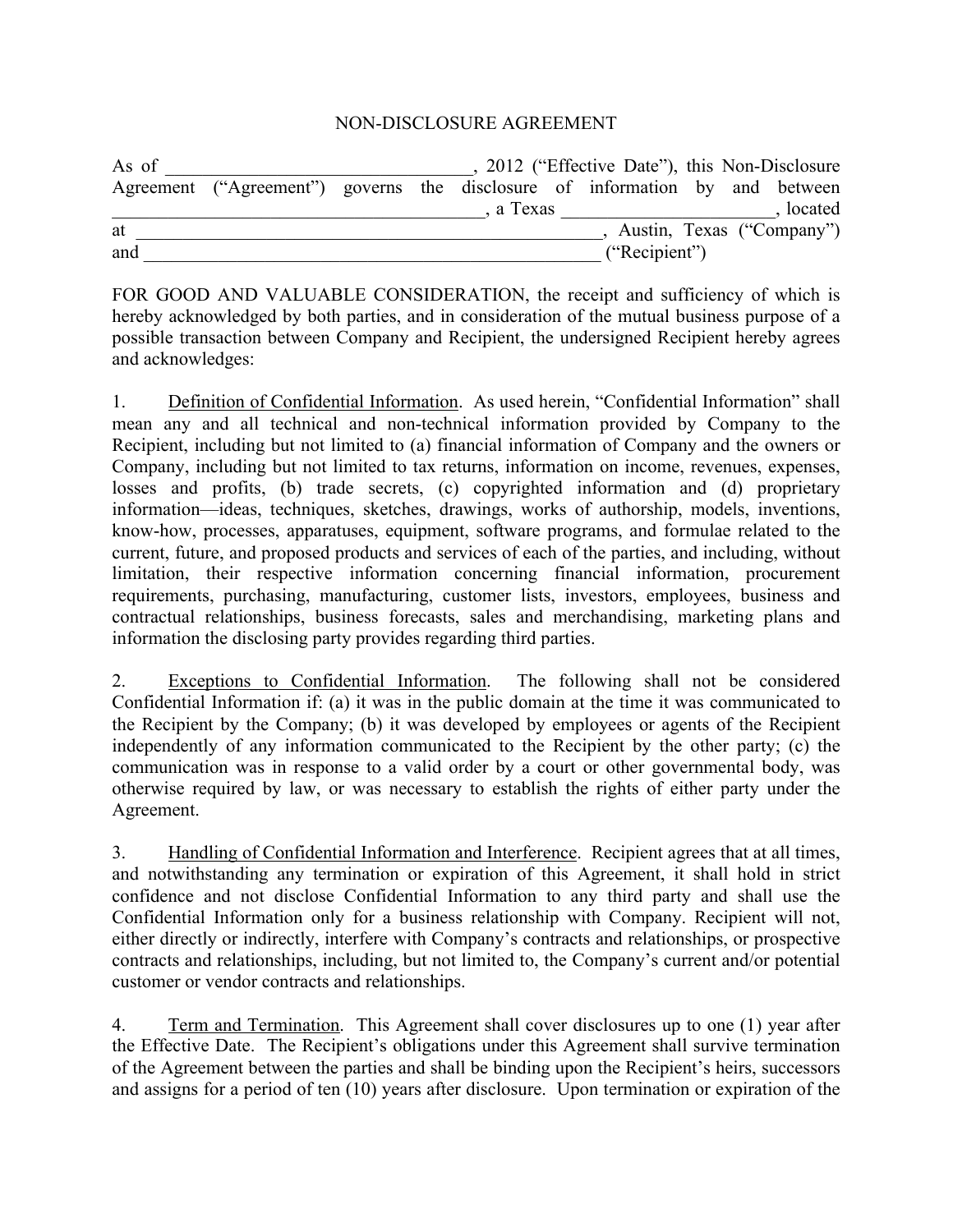# NON-DISCLOSURE AGREEMENT

As of \_\_\_\_\_\_\_\_\_\_\_\_\_\_\_\_\_\_\_\_\_\_\_\_\_\_\_\_\_\_\_\_\_, 2012 ("Effective Date"), this Non-Disclosure Agreement ("Agreement") governs the disclosure of information by and between \_\_\_\_\_\_\_\_\_\_\_\_\_\_\_\_\_\_\_\_\_\_\_\_\_\_\_\_\_\_\_\_\_\_\_\_\_\_\_, a Texas \_\_\_\_\_\_\_\_\_\_\_\_\_\_\_\_\_\_\_\_\_\_\_\_, located at \_\_\_\_\_\_\_\_\_\_\_\_\_\_\_\_\_\_\_\_\_\_\_\_\_\_\_\_\_\_\_\_\_\_\_\_\_\_\_\_\_\_\_\_\_\_\_\_\_\_\_\_, Austin, Texas ("Company") and \_\_\_\_\_\_\_\_\_\_\_\_\_\_\_\_\_\_\_\_\_\_\_\_\_\_\_\_\_\_\_\_\_\_\_\_\_\_\_\_\_\_\_\_\_\_\_\_\_\_ ("Recipient")

FOR GOOD AND VALUABLE CONSIDERATION, the receipt and sufficiency of which is hereby acknowledged by both parties, and in consideration of the mutual business purpose of a possible transaction between Company and Recipient, the undersigned Recipient hereby agrees and acknowledges:

1. Definition of Confidential Information. As used herein, "Confidential Information" shall mean any and all technical and non-technical information provided by Company to the Recipient, including but not limited to (a) financial information of Company and the owners or Company, including but not limited to tax returns, information on income, revenues, expenses, losses and profits, (b) trade secrets, (c) copyrighted information and (d) proprietary information—ideas, techniques, sketches, drawings, works of authorship, models, inventions, know-how, processes, apparatuses, equipment, software programs, and formulae related to the current, future, and proposed products and services of each of the parties, and including, without limitation, their respective information concerning financial information, procurement requirements, purchasing, manufacturing, customer lists, investors, employees, business and contractual relationships, business forecasts, sales and merchandising, marketing plans and information the disclosing party provides regarding third parties.

2. Exceptions to Confidential Information. The following shall not be considered Confidential Information if: (a) it was in the public domain at the time it was communicated to the Recipient by the Company; (b) it was developed by employees or agents of the Recipient independently of any information communicated to the Recipient by the other party; (c) the communication was in response to a valid order by a court or other governmental body, was otherwise required by law, or was necessary to establish the rights of either party under the Agreement.

3. Handling of Confidential Information and Interference. Recipient agrees that at all times, and notwithstanding any termination or expiration of this Agreement, it shall hold in strict confidence and not disclose Confidential Information to any third party and shall use the Confidential Information only for a business relationship with Company. Recipient will not, either directly or indirectly, interfere with Company's contracts and relationships, or prospective contracts and relationships, including, but not limited to, the Company's current and/or potential customer or vendor contracts and relationships.

4. Term and Termination. This Agreement shall cover disclosures up to one (1) year after the Effective Date. The Recipient's obligations under this Agreement shall survive termination of the Agreement between the parties and shall be binding upon the Recipient's heirs, successors and assigns for a period of ten (10) years after disclosure. Upon termination or expiration of the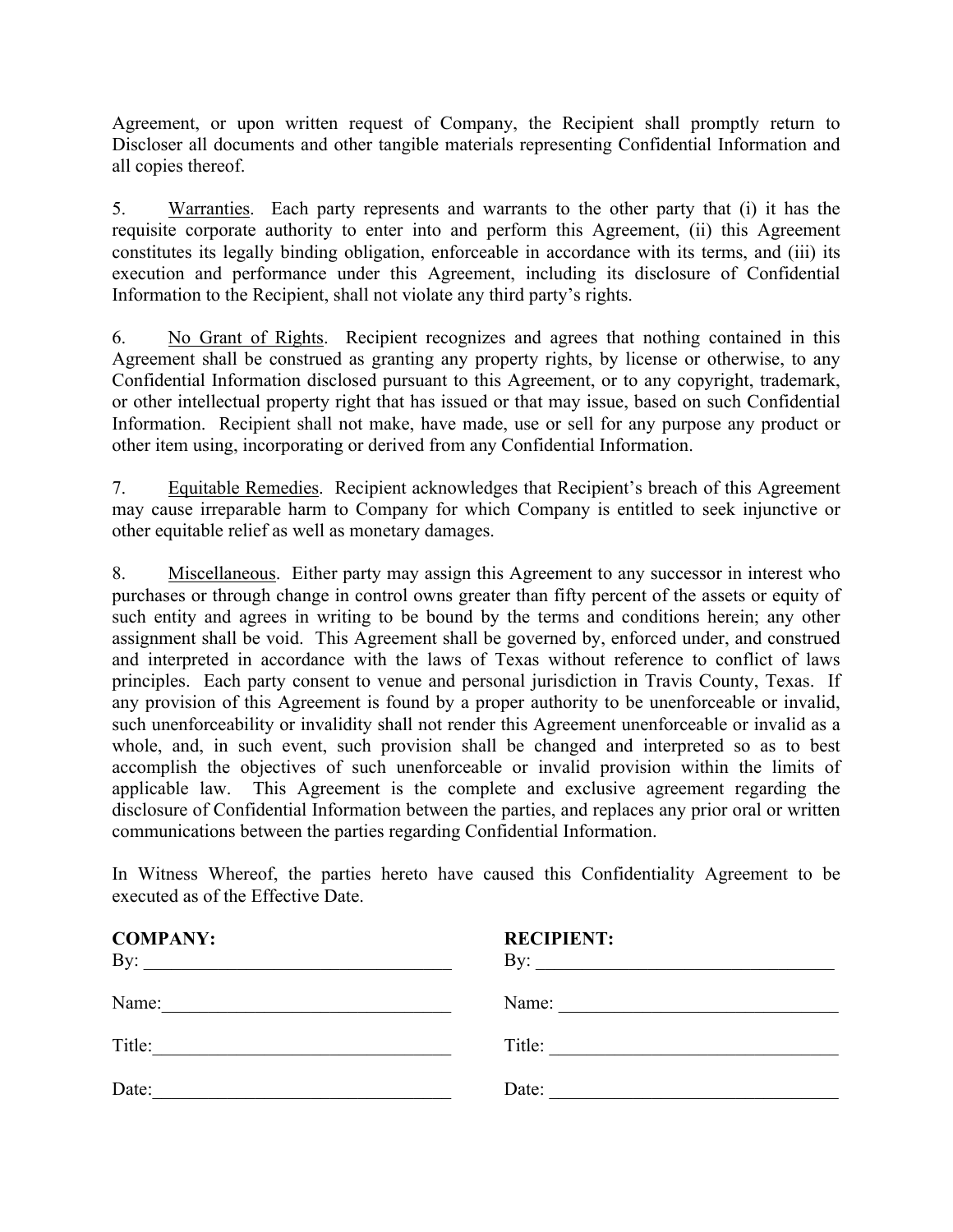Agreement, or upon written request of Company, the Recipient shall promptly return to Discloser all documents and other tangible materials representing Confidential Information and all copies thereof.

5. Warranties. Each party represents and warrants to the other party that (i) it has the requisite corporate authority to enter into and perform this Agreement, (ii) this Agreement constitutes its legally binding obligation, enforceable in accordance with its terms, and (iii) its execution and performance under this Agreement, including its disclosure of Confidential Information to the Recipient, shall not violate any third party's rights.

6. No Grant of Rights. Recipient recognizes and agrees that nothing contained in this Agreement shall be construed as granting any property rights, by license or otherwise, to any Confidential Information disclosed pursuant to this Agreement, or to any copyright, trademark, or other intellectual property right that has issued or that may issue, based on such Confidential Information. Recipient shall not make, have made, use or sell for any purpose any product or other item using, incorporating or derived from any Confidential Information.

7. Equitable Remedies. Recipient acknowledges that Recipient's breach of this Agreement may cause irreparable harm to Company for which Company is entitled to seek injunctive or other equitable relief as well as monetary damages.

8. Miscellaneous. Either party may assign this Agreement to any successor in interest who purchases or through change in control owns greater than fifty percent of the assets or equity of such entity and agrees in writing to be bound by the terms and conditions herein; any other assignment shall be void. This Agreement shall be governed by, enforced under, and construed and interpreted in accordance with the laws of Texas without reference to conflict of laws principles. Each party consent to venue and personal jurisdiction in Travis County, Texas. If any provision of this Agreement is found by a proper authority to be unenforceable or invalid, such unenforceability or invalidity shall not render this Agreement unenforceable or invalid as a whole, and, in such event, such provision shall be changed and interpreted so as to best accomplish the objectives of such unenforceable or invalid provision within the limits of applicable law. This Agreement is the complete and exclusive agreement regarding the disclosure of Confidential Information between the parties, and replaces any prior oral or written communications between the parties regarding Confidential Information.

In Witness Whereof, the parties hereto have caused this Confidentiality Agreement to be executed as of the Effective Date.

| | |
|---|---|
| **COMPANY:** | **RECIPIENT:** |
| By: ______________________________ | By: ______________________________ |
| Name: ______________________________ | Name: ______________________________ |
| Title: ______________________________ | Title: ______________________________ |
| Date: ______________________________ | Date: ______________________________ |